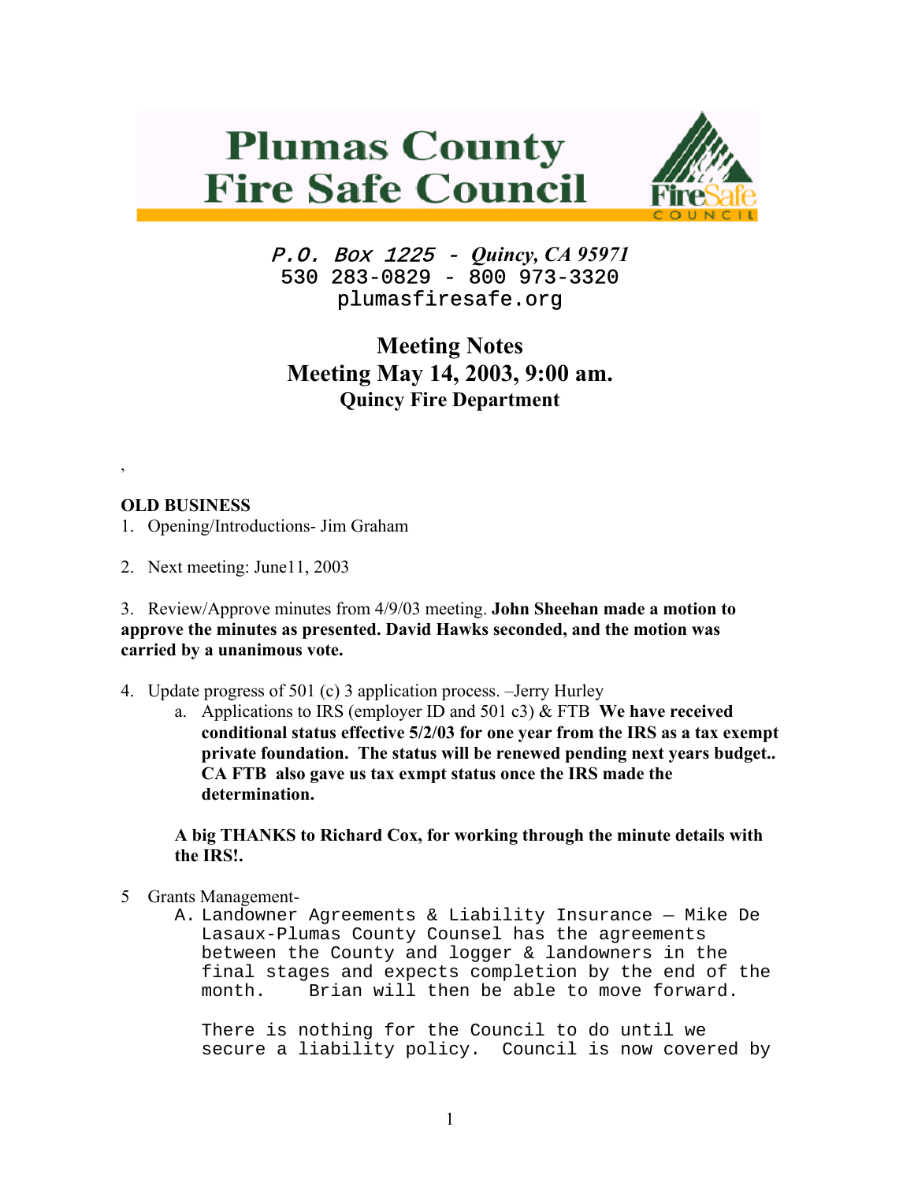# Plumas County Fire Safe Council

*P.O. Box 1225 - Quincy, CA 95971*
530 283-0829 - 800 973-3320
plumasfiresafe.org

## Meeting Notes
## Meeting May 14, 2003, 9:00 am.
### Quincy Fire Department

,

**OLD BUSINESS**

1. Opening/Introductions- Jim Graham

2. Next meeting: June11, 2003

3. Review/Approve minutes from 4/9/03 meeting. **John Sheehan made a motion to approve the minutes as presented. David Hawks seconded, and the motion was carried by a unanimous vote.**

4. Update progress of 501 (c) 3 application process. –Jerry Hurley
   a. Applications to IRS (employer ID and 501 c3) & FTB **We have received conditional status effective 5/2/03 for one year from the IRS as a tax exempt private foundation. The status will be renewed pending next years budget.. CA FTB also gave us tax exmpt status once the IRS made the determination.**

   **A big THANKS to Richard Cox, for working through the minute details with the IRS!.**

5 Grants Management-
   A. Landowner Agreements & Liability Insurance – Mike De Lasaux-Plumas County Counsel has the agreements between the County and logger & landowners in the final stages and expects completion by the end of the month. Brian will then be able to move forward.

   There is nothing for the Council to do until we secure a liability policy. Council is now covered by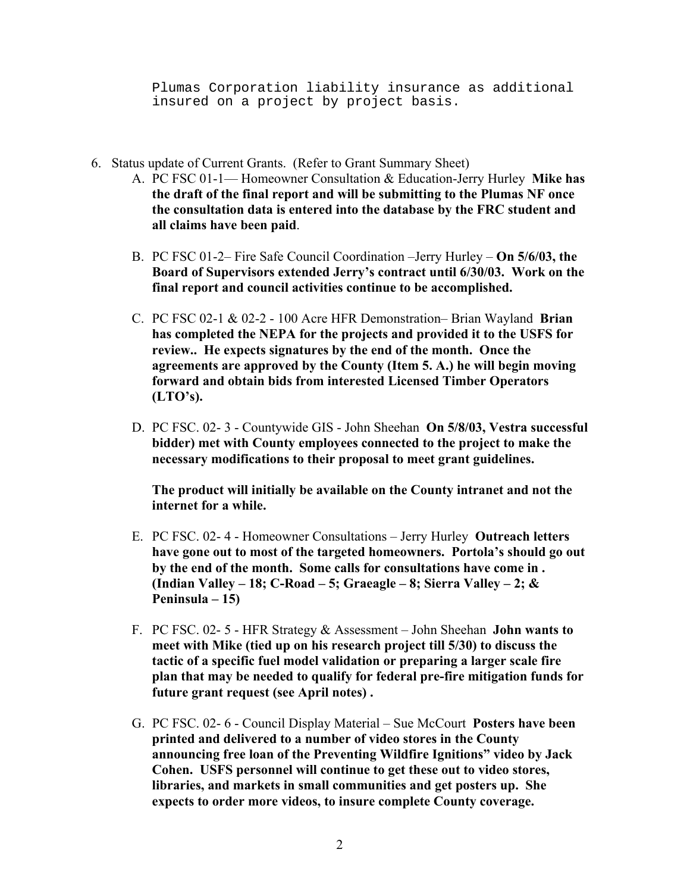Plumas Corporation liability insurance as additional insured on a project by project basis.

6. Status update of Current Grants. (Refer to Grant Summary Sheet)
   A. PC FSC 01-1— Homeowner Consultation & Education-Jerry Hurley **Mike has the draft of the final report and will be submitting to the Plumas NF once the consultation data is entered into the database by the FRC student and all claims have been paid**.

   B. PC FSC 01-2– Fire Safe Council Coordination –Jerry Hurley – **On 5/6/03, the Board of Supervisors extended Jerry's contract until 6/30/03. Work on the final report and council activities continue to be accomplished.**

   C. PC FSC 02-1 & 02-2 - 100 Acre HFR Demonstration– Brian Wayland **Brian has completed the NEPA for the projects and provided it to the USFS for review.. He expects signatures by the end of the month. Once the agreements are approved by the County (Item 5. A.) he will begin moving forward and obtain bids from interested Licensed Timber Operators (LTO's).**

   D. PC FSC. 02- 3 - Countywide GIS - John Sheehan **On 5/8/03, Vestra successful bidder) met with County employees connected to the project to make the necessary modifications to their proposal to meet grant guidelines.**

      **The product will initially be available on the County intranet and not the internet for a while.**

   E. PC FSC. 02- 4 - Homeowner Consultations – Jerry Hurley **Outreach letters have gone out to most of the targeted homeowners. Portola's should go out by the end of the month. Some calls for consultations have come in . (Indian Valley – 18; C-Road – 5; Graeagle – 8; Sierra Valley – 2; & Peninsula – 15)**

   F. PC FSC. 02- 5 - HFR Strategy & Assessment – John Sheehan **John wants to meet with Mike (tied up on his research project till 5/30) to discuss the tactic of a specific fuel model validation or preparing a larger scale fire plan that may be needed to qualify for federal pre-fire mitigation funds for future grant request (see April notes) .**

   G. PC FSC. 02- 6 - Council Display Material – Sue McCourt **Posters have been printed and delivered to a number of video stores in the County announcing free loan of the Preventing Wildfire Ignitions" video by Jack Cohen. USFS personnel will continue to get these out to video stores, libraries, and markets in small communities and get posters up. She expects to order more videos, to insure complete County coverage.**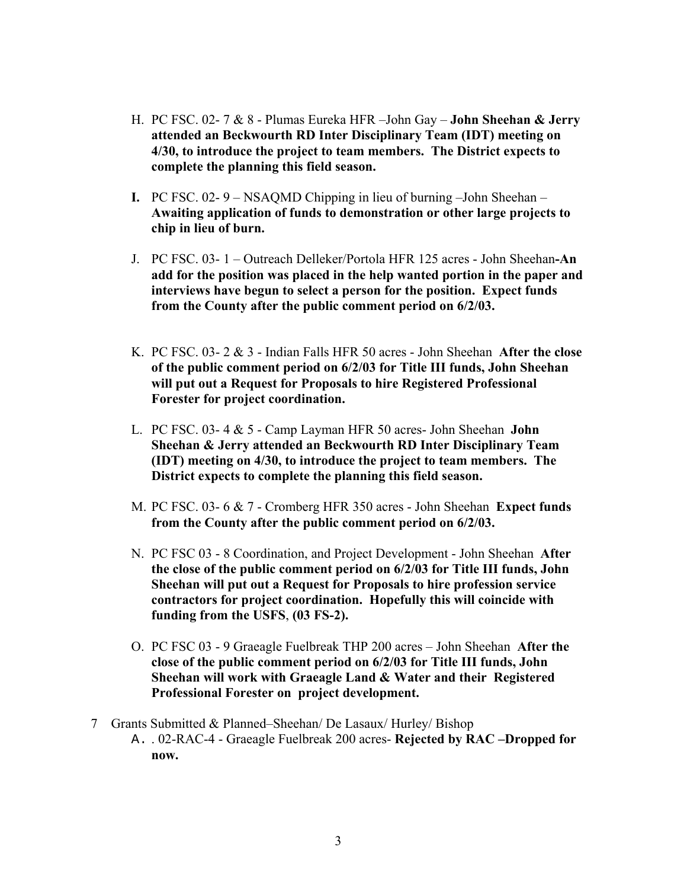H. PC FSC. 02- 7 & 8 - Plumas Eureka HFR –John Gay – **John Sheehan & Jerry attended an Beckwourth RD Inter Disciplinary Team (IDT) meeting on 4/30, to introduce the project to team members. The District expects to complete the planning this field season.**

**I.** PC FSC. 02- 9 – NSAQMD Chipping in lieu of burning –John Sheehan – **Awaiting application of funds to demonstration or other large projects to chip in lieu of burn.**

J. PC FSC. 03- 1 – Outreach Delleker/Portola HFR 125 acres - John Sheehan**-An add for the position was placed in the help wanted portion in the paper and interviews have begun to select a person for the position. Expect funds from the County after the public comment period on 6/2/03.**

K. PC FSC. 03- 2 & 3 - Indian Falls HFR 50 acres - John Sheehan **After the close of the public comment period on 6/2/03 for Title III funds, John Sheehan will put out a Request for Proposals to hire Registered Professional Forester for project coordination.**

L. PC FSC. 03- 4 & 5 - Camp Layman HFR 50 acres- John Sheehan **John Sheehan & Jerry attended an Beckwourth RD Inter Disciplinary Team (IDT) meeting on 4/30, to introduce the project to team members. The District expects to complete the planning this field season.**

M. PC FSC. 03- 6 & 7 - Cromberg HFR 350 acres - John Sheehan **Expect funds from the County after the public comment period on 6/2/03.**

N. PC FSC 03 - 8 Coordination, and Project Development - John Sheehan **After the close of the public comment period on 6/2/03 for Title III funds, John Sheehan will put out a Request for Proposals to hire profession service contractors for project coordination. Hopefully this will coincide with funding from the USFS**, **(03 FS-2).**

O. PC FSC 03 - 9 Graeagle Fuelbreak THP 200 acres – John Sheehan **After the close of the public comment period on 6/2/03 for Title III funds, John Sheehan will work with Graeagle Land & Water and their Registered Professional Forester on project development.**

7 Grants Submitted & Planned–Sheehan/ De Lasaux/ Hurley/ Bishop

A. . 02-RAC-4 - Graeagle Fuelbreak 200 acres- **Rejected by RAC –Dropped for now.**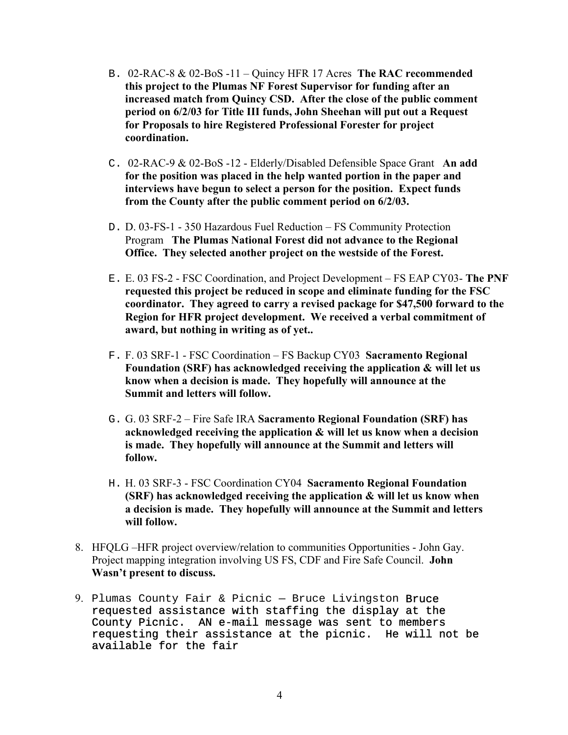B. 02-RAC-8 & 02-BoS -11 – Quincy HFR 17 Acres **The RAC recommended this project to the Plumas NF Forest Supervisor for funding after an increased match from Quincy CSD. After the close of the public comment period on 6/2/03 for Title III funds, John Sheehan will put out a Request for Proposals to hire Registered Professional Forester for project coordination.**

C. 02-RAC-9 & 02-BoS -12 - Elderly/Disabled Defensible Space Grant **An add for the position was placed in the help wanted portion in the paper and interviews have begun to select a person for the position. Expect funds from the County after the public comment period on 6/2/03.**

D. D. 03-FS-1 - 350 Hazardous Fuel Reduction – FS Community Protection Program **The Plumas National Forest did not advance to the Regional Office. They selected another project on the westside of the Forest.**

E. E. 03 FS-2 - FSC Coordination, and Project Development – FS EAP CY03- **The PNF requested this project be reduced in scope and eliminate funding for the FSC coordinator. They agreed to carry a revised package for $47,500 forward to the Region for HFR project development. We received a verbal commitment of award, but nothing in writing as of yet..**

F. F. 03 SRF-1 - FSC Coordination – FS Backup CY03 **Sacramento Regional Foundation (SRF) has acknowledged receiving the application & will let us know when a decision is made. They hopefully will announce at the Summit and letters will follow.**

G. G. 03 SRF-2 – Fire Safe IRA **Sacramento Regional Foundation (SRF) has acknowledged receiving the application & will let us know when a decision is made. They hopefully will announce at the Summit and letters will follow.**

H. H. 03 SRF-3 - FSC Coordination CY04 **Sacramento Regional Foundation (SRF) has acknowledged receiving the application & will let us know when a decision is made. They hopefully will announce at the Summit and letters will follow.**

8. HFQLG –HFR project overview/relation to communities Opportunities - John Gay. Project mapping integration involving US FS, CDF and Fire Safe Council. **John Wasn't present to discuss.**

9. Plumas County Fair & Picnic – Bruce Livingston Bruce requested assistance with staffing the display at the County Picnic. AN e-mail message was sent to members requesting their assistance at the picnic. He will not be available for the fair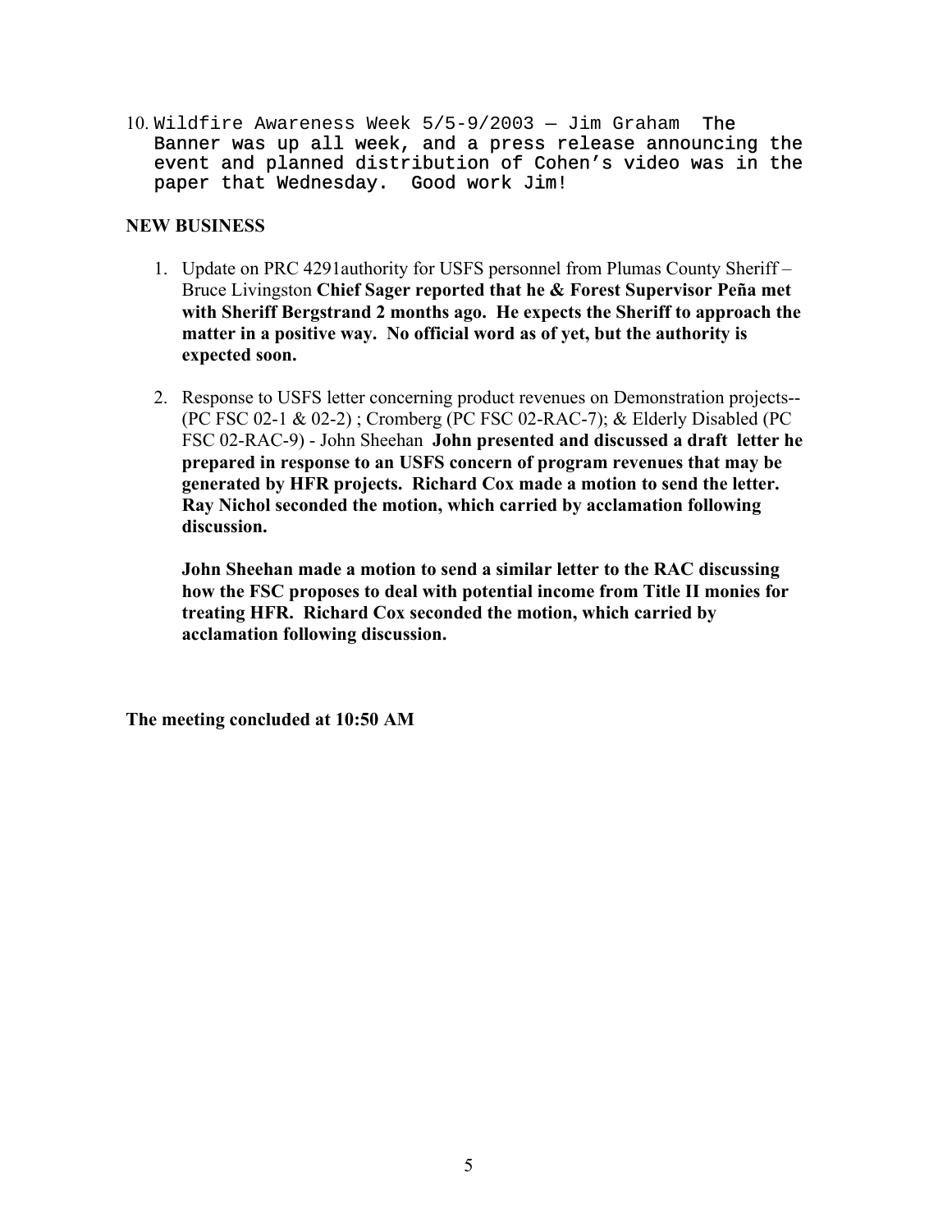10. Wildfire Awareness Week 5/5-9/2003 – Jim Graham The Banner was up all week, and a press release announcing the event and planned distribution of Cohen's video was in the paper that Wednesday. Good work Jim!

**NEW BUSINESS**

1. Update on PRC 4291authority for USFS personnel from Plumas County Sheriff – Bruce Livingston **Chief Sager reported that he & Forest Supervisor Peña met with Sheriff Bergstrand 2 months ago. He expects the Sheriff to approach the matter in a positive way. No official word as of yet, but the authority is expected soon.**

2. Response to USFS letter concerning product revenues on Demonstration projects-- (PC FSC 02-1 & 02-2) ; Cromberg (PC FSC 02-RAC-7); & Elderly Disabled (PC FSC 02-RAC-9) - John Sheehan **John presented and discussed a draft letter he prepared in response to an USFS concern of program revenues that may be generated by HFR projects. Richard Cox made a motion to send the letter. Ray Nichol seconded the motion, which carried by acclamation following discussion.**

   **John Sheehan made a motion to send a similar letter to the RAC discussing how the FSC proposes to deal with potential income from Title II monies for treating HFR. Richard Cox seconded the motion, which carried by acclamation following discussion.**

**The meeting concluded at 10:50 AM**